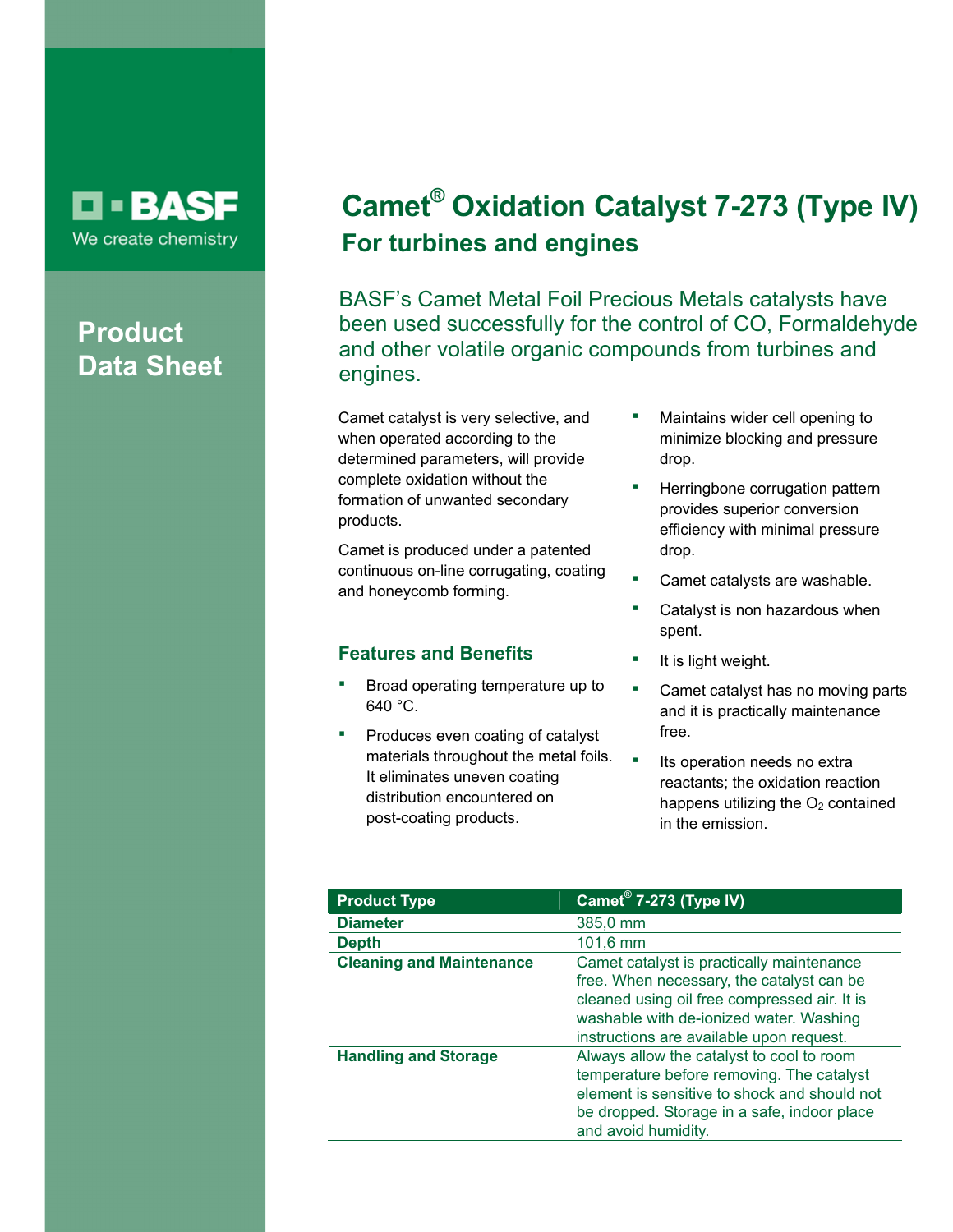BASF
We create chemistry

**Product Data Sheet**

# Camet® Oxidation Catalyst 7-273 (Type IV)

## For turbines and engines

BASF's Camet Metal Foil Precious Metals catalysts have been used successfully for the control of CO, Formaldehyde and other volatile organic compounds from turbines and engines.

Camet catalyst is very selective, and when operated according to the determined parameters, will provide complete oxidation without the formation of unwanted secondary products.

Camet is produced under a patented continuous on-line corrugating, coating and honeycomb forming.

### Features and Benefits

- Broad operating temperature up to 640 °C.
- Produces even coating of catalyst materials throughout the metal foils. It eliminates uneven coating distribution encountered on post-coating products.
- Maintains wider cell opening to minimize blocking and pressure drop.
- Herringbone corrugation pattern provides superior conversion efficiency with minimal pressure drop.
- Camet catalysts are washable.
- Catalyst is non hazardous when spent.
- It is light weight.
- Camet catalyst has no moving parts and it is practically maintenance free.
- Its operation needs no extra reactants; the oxidation reaction happens utilizing the $O_2$ contained in the emission.

| Product Type | Camet® 7-273 (Type IV) |
|---|---|
| **Diameter** | 385,0 mm |
| **Depth** | 101,6 mm |
| **Cleaning and Maintenance** | Camet catalyst is practically maintenance free. When necessary, the catalyst can be cleaned using oil free compressed air. It is washable with de-ionized water. Washing instructions are available upon request. |
| **Handling and Storage** | Always allow the catalyst to cool to room temperature before removing. The catalyst element is sensitive to shock and should not be dropped. Storage in a safe, indoor place and avoid humidity. |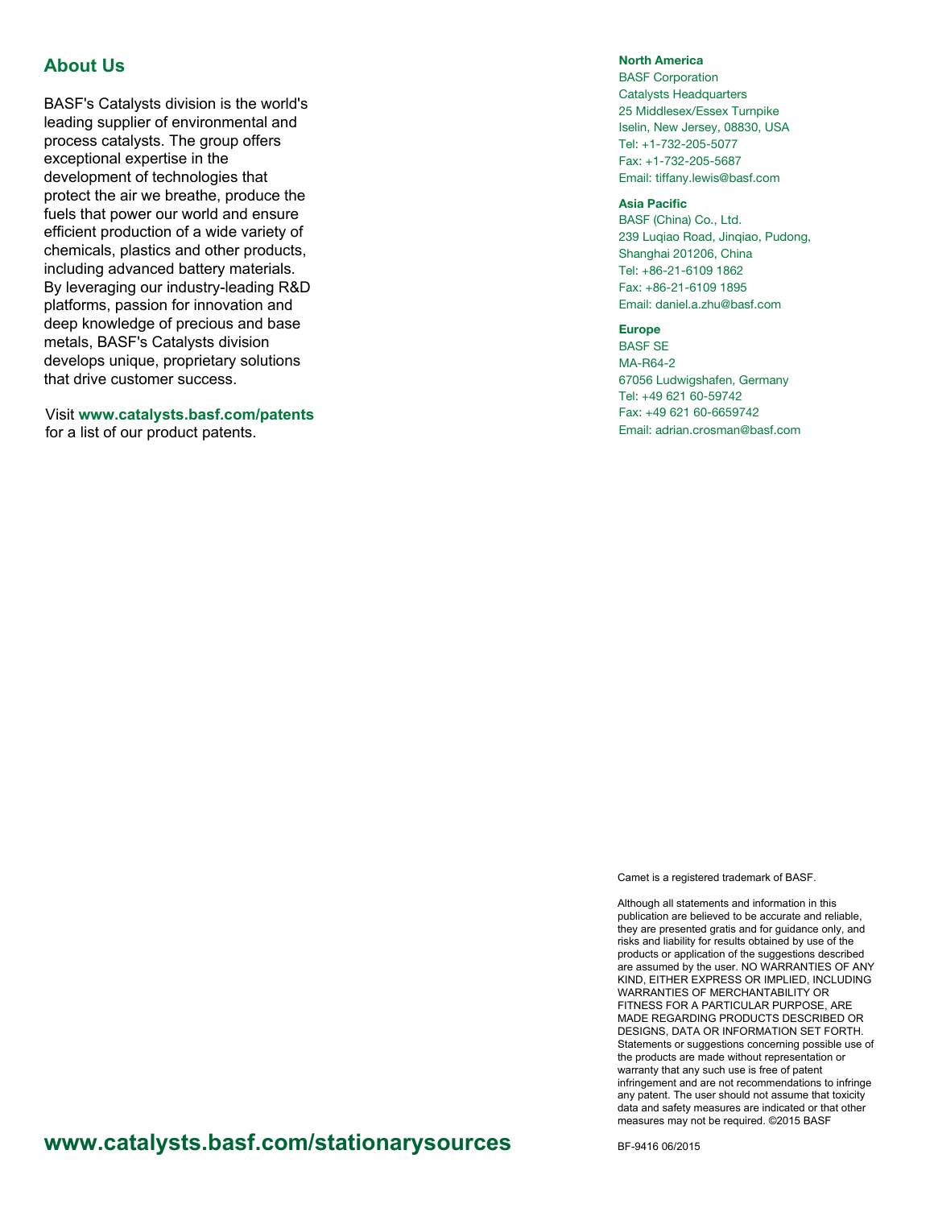## About Us

BASF's Catalysts division is the world's leading supplier of environmental and process catalysts. The group offers exceptional expertise in the development of technologies that protect the air we breathe, produce the fuels that power our world and ensure efficient production of a wide variety of chemicals, plastics and other products, including advanced battery materials. By leveraging our industry-leading R&D platforms, passion for innovation and deep knowledge of precious and base metals, BASF's Catalysts division develops unique, proprietary solutions that drive customer success.

Visit **www.catalysts.basf.com/patents** for a list of our product patents.

**North America**
BASF Corporation
Catalysts Headquarters
25 Middlesex/Essex Turnpike
Iselin, New Jersey, 08830, USA
Tel: +1-732-205-5077
Fax: +1-732-205-5687
Email: tiffany.lewis@basf.com

**Asia Pacific**
BASF (China) Co., Ltd.
239 Luqiao Road, Jinqiao, Pudong,
Shanghai 201206, China
Tel: +86-21-6109 1862
Fax: +86-21-6109 1895
Email: daniel.a.zhu@basf.com

**Europe**
BASF SE
MA-R64-2
67056 Ludwigshafen, Germany
Tel: +49 621 60-59742
Fax: +49 621 60-6659742
Email: adrian.crosman@basf.com

Camet is a registered trademark of BASF.

Although all statements and information in this publication are believed to be accurate and reliable, they are presented gratis and for guidance only, and risks and liability for results obtained by use of the products or application of the suggestions described are assumed by the user. NO WARRANTIES OF ANY KIND, EITHER EXPRESS OR IMPLIED, INCLUDING WARRANTIES OF MERCHANTABILITY OR FITNESS FOR A PARTICULAR PURPOSE, ARE MADE REGARDING PRODUCTS DESCRIBED OR DESIGNS, DATA OR INFORMATION SET FORTH. Statements or suggestions concerning possible use of the products are made without representation or warranty that any such use is free of patent infringement and are not recommendations to infringe any patent. The user should not assume that toxicity data and safety measures are indicated or that other measures may not be required. ©2015 BASF

**www.catalysts.basf.com/stationarysources**

BF-9416 06/2015